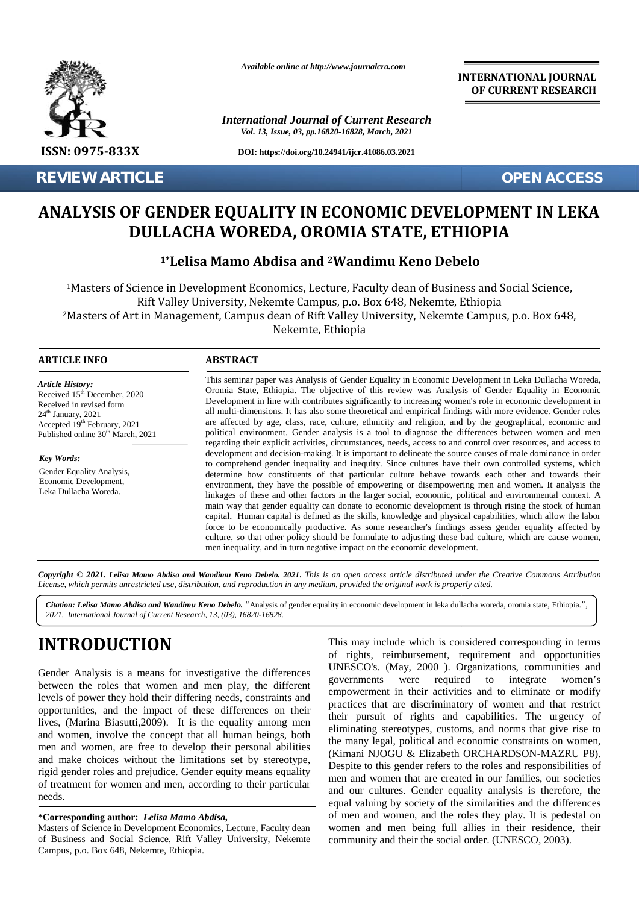Available online at http://www.journalcra.com

International Journal of Current Research

DOI: https://doi.org/10.24941/ijcr.41086.03.2021

ISSN: 0975-833X

INTERNATIONAL JOURNAL OF CURRENT RESEARCH

REVIEW ARTICLE | OPEN ACCESS

# ANALYSIS OF GENDER EQUALITY IN ECONOMIC DEVELOPMENT IN LEKA DULLACHA WOREDA, OROMIA STATE, ETHIOPIA

**[1]*Lelisa Mamo Abdisa and [2]Wandimu Keno Debelo**

[1]Masters of Science in Development Economics, Lecture, Faculty dean of Business and Social Science, Rift Valley University, Nekemte Campus, p.o. Box 648, Nekemte, Ethiopia

[2]Masters of Art in Management, Campus dean of Rift Valley University, Nekemte Campus, p.o. Box 648, Nekemte, Ethiopia

## ARTICLE INFO

*Article History:*
Received 15th December, 2020
Received in revised form
24th January, 2021
Accepted 19th February, 2021
Published online 30th March, 2021

*Key Words:*
Gender Equality Analysis, Economic Development, Leka Dullacha Woreda.

## ABSTRACT

This seminar paper was Analysis of Gender Equality in Economic Development in Leka Dullacha Woreda, Oromia State, Ethiopia. The objective of this review was Analysis of Gender Equality in Economic Development in line with contributes significantly to increasing women's role in economic development in all multi-dimensions. It has also some theoretical and empirical findings with more evidence. Gender roles are affected by age, class, race, culture, ethnicity and religion, and by the geographical, economic and political environment. Gender analysis is a tool to diagnose the differences between women and men regarding their explicit activities, circumstances, needs, access to and control over resources, and access to development and decision-making. It is important to delineate the source causes of male dominance in order to comprehend gender inequality and inequity. Since cultures have their own controlled systems, which determine how constituents of that particular culture behave towards each other and towards their environment, they have the possible of empowering or disempowering men and women. It analysis the linkages of these and other factors in the larger social, economic, political and environmental context. A main way that gender equality can donate to economic development is through rising the stock of human capital. Human capital is defined as the skills, knowledge and physical capabilities, which allow the labor force to be economically productive. As some researcher's findings assess gender equality affected by culture, so that other policy should be formulate to adjusting these bad culture, which are cause women, men inequality, and in turn negative impact on the economic development.

***Copyright © 2021. Lelisa Mamo Abdisa and Wandimu Keno Debelo. 2021.*** *This is an open access article distributed under the Creative Commons Attribution License, which permits unrestricted use, distribution, and reproduction in any medium, provided the original work is properly cited.*

***Citation: Lelisa Mamo Abdisa and Wandimu Keno Debelo.*** "Analysis of gender equality in economic development in leka dullacha woreda, oromia state, Ethiopia.", *2021. International Journal of Current Research, 13, (03), 16820-16828.*

# INTRODUCTION

Gender Analysis is a means for investigative the differences between the roles that women and men play, the different levels of power they hold their differing needs, constraints and opportunities, and the impact of these differences on their lives, (Marina Biasutti,2009). It is the equality among men and women, involve the concept that all human beings, both men and women, are free to develop their personal abilities and make choices without the limitations set by stereotype, rigid gender roles and prejudice. Gender equity means equality of treatment for women and men, according to their particular needs. This may include which is considered corresponding in terms of rights, reimbursement, requirement and opportunities UNESCO's. (May, 2000 ). Organizations, communities and governments were required to integrate women's empowerment in their activities and to eliminate or modify practices that are discriminatory of women and that restrict their pursuit of rights and capabilities. The urgency of eliminating stereotypes, customs, and norms that give rise to the many legal, political and economic constraints on women, (Kimani NJOGU & Elizabeth ORCHARDSON-MAZRU P8). Despite to this gender refers to the roles and responsibilities of men and women that are created in our families, our societies and our cultures. Gender equality analysis is therefore, the equal valuing by society of the similarities and the differences of men and women, and the roles they play. It is pedestal on women and men being full allies in their residence, their community and their social order. (UNESCO, 2003).

**\*Corresponding author:** ***Lelisa Mamo Abdisa,***
Masters of Science in Development Economics, Lecture, Faculty dean of Business and Social Science, Rift Valley University, Nekemte Campus, p.o. Box 648, Nekemte, Ethiopia.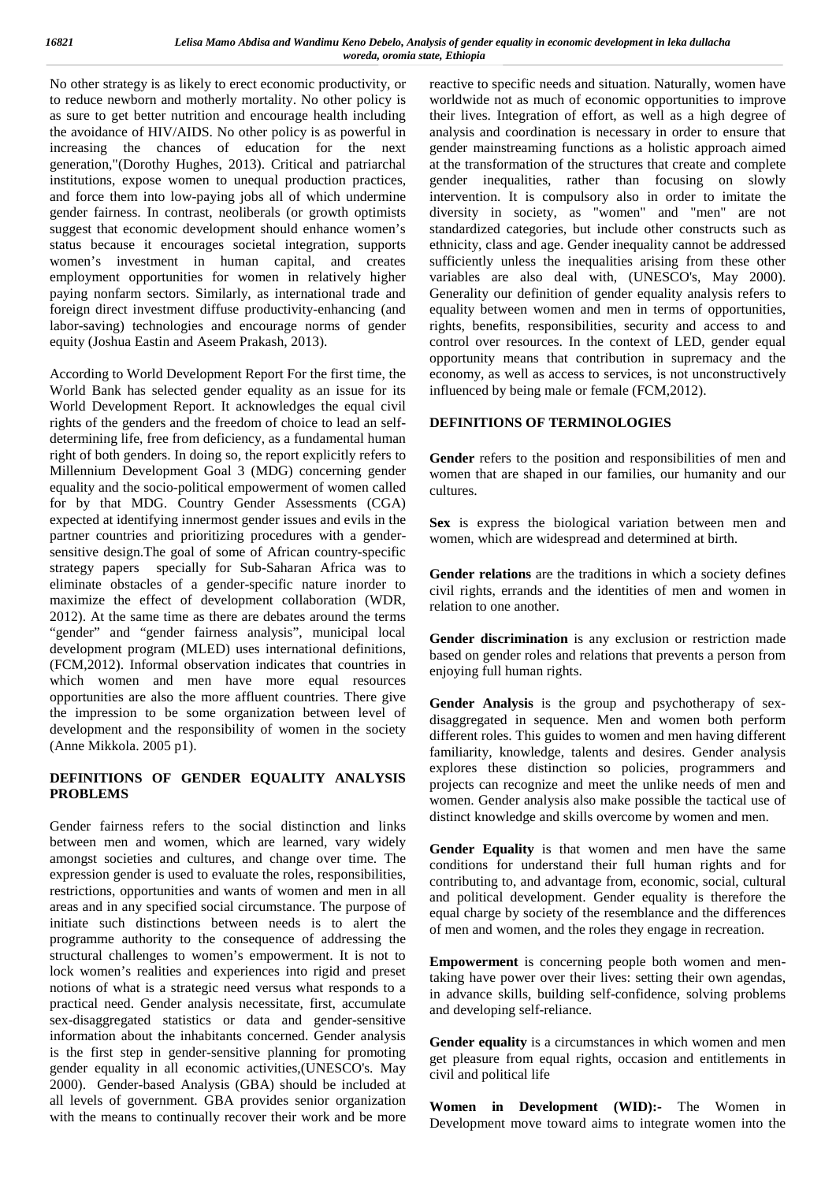No other strategy is as likely to erect economic productivity, or to reduce newborn and motherly mortality. No other policy is as sure to get better nutrition and encourage health including the avoidance of HIV/AIDS. No other policy is as powerful in increasing the chances of education for the next generation,"(Dorothy Hughes, 2013). Critical and patriarchal institutions, expose women to unequal production practices, and force them into low-paying jobs all of which undermine gender fairness. In contrast, neoliberals (or growth optimists suggest that economic development should enhance women's status because it encourages societal integration, supports women's investment in human capital, and creates employment opportunities for women in relatively higher paying nonfarm sectors. Similarly, as international trade and foreign direct investment diffuse productivity-enhancing (and labor-saving) technologies and encourage norms of gender equity (Joshua Eastin and Aseem Prakash, 2013).

According to World Development Report For the first time, the World Bank has selected gender equality as an issue for its World Development Report. It acknowledges the equal civil rights of the genders and the freedom of choice to lead an self-determining life, free from deficiency, as a fundamental human right of both genders. In doing so, the report explicitly refers to Millennium Development Goal 3 (MDG) concerning gender equality and the socio-political empowerment of women called for by that MDG. Country Gender Assessments (CGA) expected at identifying innermost gender issues and evils in the partner countries and prioritizing procedures with a gender-sensitive design.The goal of some of African country-specific strategy papers specially for Sub-Saharan Africa was to eliminate obstacles of a gender-specific nature inorder to maximize the effect of development collaboration (WDR, 2012). At the same time as there are debates around the terms "gender" and "gender fairness analysis", municipal local development program (MLED) uses international definitions, (FCM,2012). Informal observation indicates that countries in which women and men have more equal resources opportunities are also the more affluent countries. There give the impression to be some organization between level of development and the responsibility of women in the society (Anne Mikkola. 2005 p1).

## DEFINITIONS OF GENDER EQUALITY ANALYSIS PROBLEMS

Gender fairness refers to the social distinction and links between men and women, which are learned, vary widely amongst societies and cultures, and change over time. The expression gender is used to evaluate the roles, responsibilities, restrictions, opportunities and wants of women and men in all areas and in any specified social circumstance. The purpose of initiate such distinctions between needs is to alert the programme authority to the consequence of addressing the structural challenges to women's empowerment. It is not to lock women's realities and experiences into rigid and preset notions of what is a strategic need versus what responds to a practical need. Gender analysis necessitate, first, accumulate sex-disaggregated statistics or data and gender-sensitive information about the inhabitants concerned. Gender analysis is the first step in gender-sensitive planning for promoting gender equality in all economic activities,(UNESCO's. May 2000). Gender-based Analysis (GBA) should be included at all levels of government. GBA provides senior organization with the means to continually recover their work and be more reactive to specific needs and situation. Naturally, women have worldwide not as much of economic opportunities to improve their lives. Integration of effort, as well as a high degree of analysis and coordination is necessary in order to ensure that gender mainstreaming functions as a holistic approach aimed at the transformation of the structures that create and complete gender inequalities, rather than focusing on slowly intervention. It is compulsory also in order to imitate the diversity in society, as "women" and "men" are not standardized categories, but include other constructs such as ethnicity, class and age. Gender inequality cannot be addressed sufficiently unless the inequalities arising from these other variables are also deal with, (UNESCO's, May 2000). Generality our definition of gender equality analysis refers to equality between women and men in terms of opportunities, rights, benefits, responsibilities, security and access to and control over resources. In the context of LED, gender equal opportunity means that contribution in supremacy and the economy, as well as access to services, is not unconstructively influenced by being male or female (FCM,2012).

## DEFINITIONS OF TERMINOLOGIES

**Gender** refers to the position and responsibilities of men and women that are shaped in our families, our humanity and our cultures.

**Sex** is express the biological variation between men and women, which are widespread and determined at birth.

**Gender relations** are the traditions in which a society defines civil rights, errands and the identities of men and women in relation to one another.

**Gender discrimination** is any exclusion or restriction made based on gender roles and relations that prevents a person from enjoying full human rights.

**Gender Analysis** is the group and psychotherapy of sex-disaggregated in sequence. Men and women both perform different roles. This guides to women and men having different familiarity, knowledge, talents and desires. Gender analysis explores these distinction so policies, programmers and projects can recognize and meet the unlike needs of men and women. Gender analysis also make possible the tactical use of distinct knowledge and skills overcome by women and men.

**Gender Equality** is that women and men have the same conditions for understand their full human rights and for contributing to, and advantage from, economic, social, cultural and political development. Gender equality is therefore the equal charge by society of the resemblance and the differences of men and women, and the roles they engage in recreation.

**Empowerment** is concerning people both women and men-taking have power over their lives: setting their own agendas, in advance skills, building self-confidence, solving problems and developing self-reliance.

**Gender equality** is a circumstances in which women and men get pleasure from equal rights, occasion and entitlements in civil and political life

**Women in Development (WID):-** The Women in Development move toward aims to integrate women into the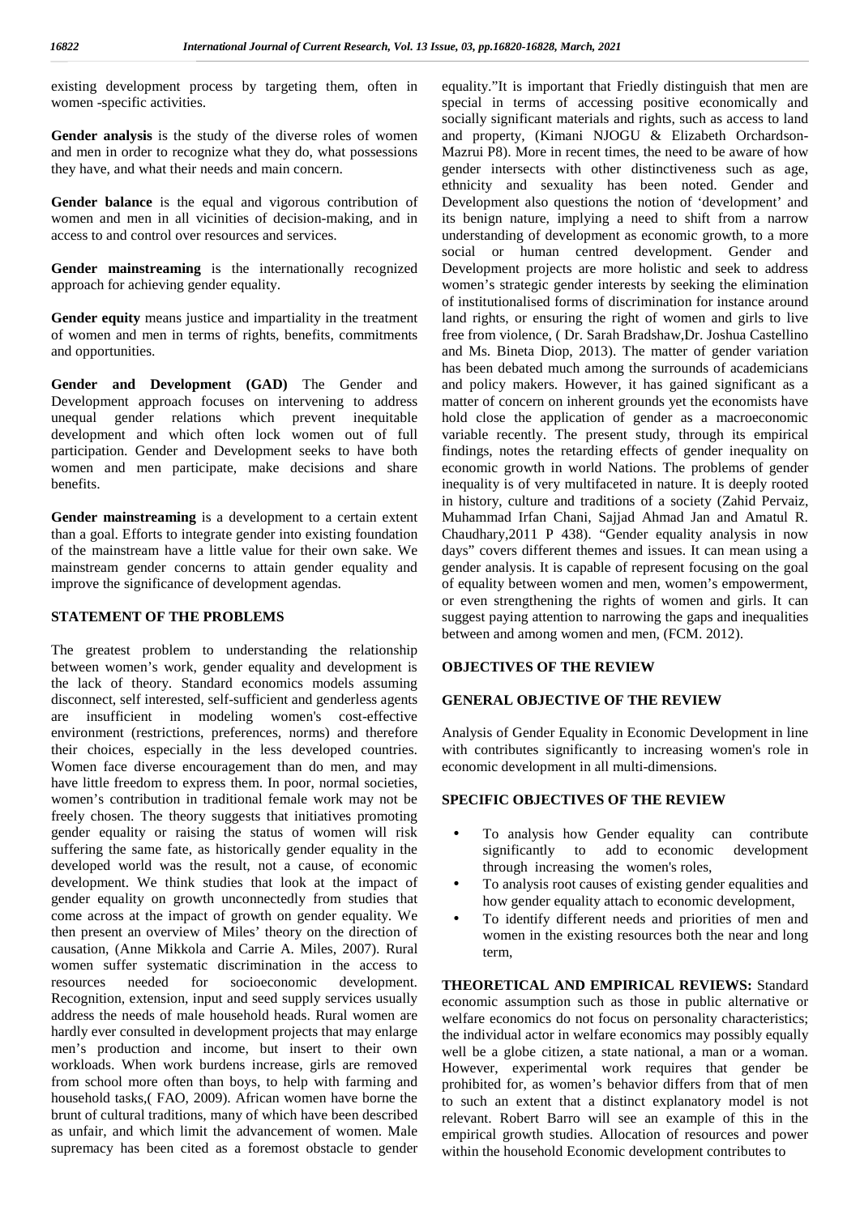existing development process by targeting them, often in women -specific activities.

**Gender analysis** is the study of the diverse roles of women and men in order to recognize what they do, what possessions they have, and what their needs and main concern.

**Gender balance** is the equal and vigorous contribution of women and men in all vicinities of decision-making, and in access to and control over resources and services.

**Gender mainstreaming** is the internationally recognized approach for achieving gender equality.

**Gender equity** means justice and impartiality in the treatment of women and men in terms of rights, benefits, commitments and opportunities.

**Gender and Development (GAD)** The Gender and Development approach focuses on intervening to address unequal gender relations which prevent inequitable development and which often lock women out of full participation. Gender and Development seeks to have both women and men participate, make decisions and share benefits.

**Gender mainstreaming** is a development to a certain extent than a goal. Efforts to integrate gender into existing foundation of the mainstream have a little value for their own sake. We mainstream gender concerns to attain gender equality and improve the significance of development agendas.

## STATEMENT OF THE PROBLEMS

The greatest problem to understanding the relationship between women's work, gender equality and development is the lack of theory. Standard economics models assuming disconnect, self interested, self-sufficient and genderless agents are insufficient in modeling women's cost-effective environment (restrictions, preferences, norms) and therefore their choices, especially in the less developed countries. Women face diverse encouragement than do men, and may have little freedom to express them. In poor, normal societies, women's contribution in traditional female work may not be freely chosen. The theory suggests that initiatives promoting gender equality or raising the status of women will risk suffering the same fate, as historically gender equality in the developed world was the result, not a cause, of economic development. We think studies that look at the impact of gender equality on growth unconnectedly from studies that come across at the impact of growth on gender equality. We then present an overview of Miles' theory on the direction of causation, (Anne Mikkola and Carrie A. Miles, 2007). Rural women suffer systematic discrimination in the access to resources needed for socioeconomic development. Recognition, extension, input and seed supply services usually address the needs of male household heads. Rural women are hardly ever consulted in development projects that may enlarge men's production and income, but insert to their own workloads. When work burdens increase, girls are removed from school more often than boys, to help with farming and household tasks,( FAO, 2009). African women have borne the brunt of cultural traditions, many of which have been described as unfair, and which limit the advancement of women. Male supremacy has been cited as a foremost obstacle to gender equality."It is important that Friedly distinguish that men are special in terms of accessing positive economically and socially significant materials and rights, such as access to land and property, (Kimani NJOGU & Elizabeth Orchardson-Mazrui P8). More in recent times, the need to be aware of how gender intersects with other distinctiveness such as age, ethnicity and sexuality has been noted. Gender and Development also questions the notion of 'development' and its benign nature, implying a need to shift from a narrow understanding of development as economic growth, to a more social or human centred development. Gender and Development projects are more holistic and seek to address women's strategic gender interests by seeking the elimination of institutionalised forms of discrimination for instance around land rights, or ensuring the right of women and girls to live free from violence, ( Dr. Sarah Bradshaw,Dr. Joshua Castellino and Ms. Bineta Diop, 2013). The matter of gender variation has been debated much among the surrounds of academicians and policy makers. However, it has gained significant as a matter of concern on inherent grounds yet the economists have hold close the application of gender as a macroeconomic variable recently. The present study, through its empirical findings, notes the retarding effects of gender inequality on economic growth in world Nations. The problems of gender inequality is of very multifaceted in nature. It is deeply rooted in history, culture and traditions of a society (Zahid Pervaiz, Muhammad Irfan Chani, Sajjad Ahmad Jan and Amatul R. Chaudhary,2011 P 438). "Gender equality analysis in now days" covers different themes and issues. It can mean using a gender analysis. It is capable of represent focusing on the goal of equality between women and men, women's empowerment, or even strengthening the rights of women and girls. It can suggest paying attention to narrowing the gaps and inequalities between and among women and men, (FCM. 2012).

## OBJECTIVES OF THE REVIEW

### GENERAL OBJECTIVE OF THE REVIEW

Analysis of Gender Equality in Economic Development in line with contributes significantly to increasing women's role in economic development in all multi-dimensions.

### SPECIFIC OBJECTIVES OF THE REVIEW

- To analysis how Gender equality can contribute significantly to add to economic development through increasing the women's roles,
- To analysis root causes of existing gender equalities and how gender equality attach to economic development,
- To identify different needs and priorities of men and women in the existing resources both the near and long term,

**THEORETICAL AND EMPIRICAL REVIEWS:** Standard economic assumption such as those in public alternative or welfare economics do not focus on personality characteristics; the individual actor in welfare economics may possibly equally well be a globe citizen, a state national, a man or a woman. However, experimental work requires that gender be prohibited for, as women's behavior differs from that of men to such an extent that a distinct explanatory model is not relevant. Robert Barro will see an example of this in the empirical growth studies. Allocation of resources and power within the household Economic development contributes to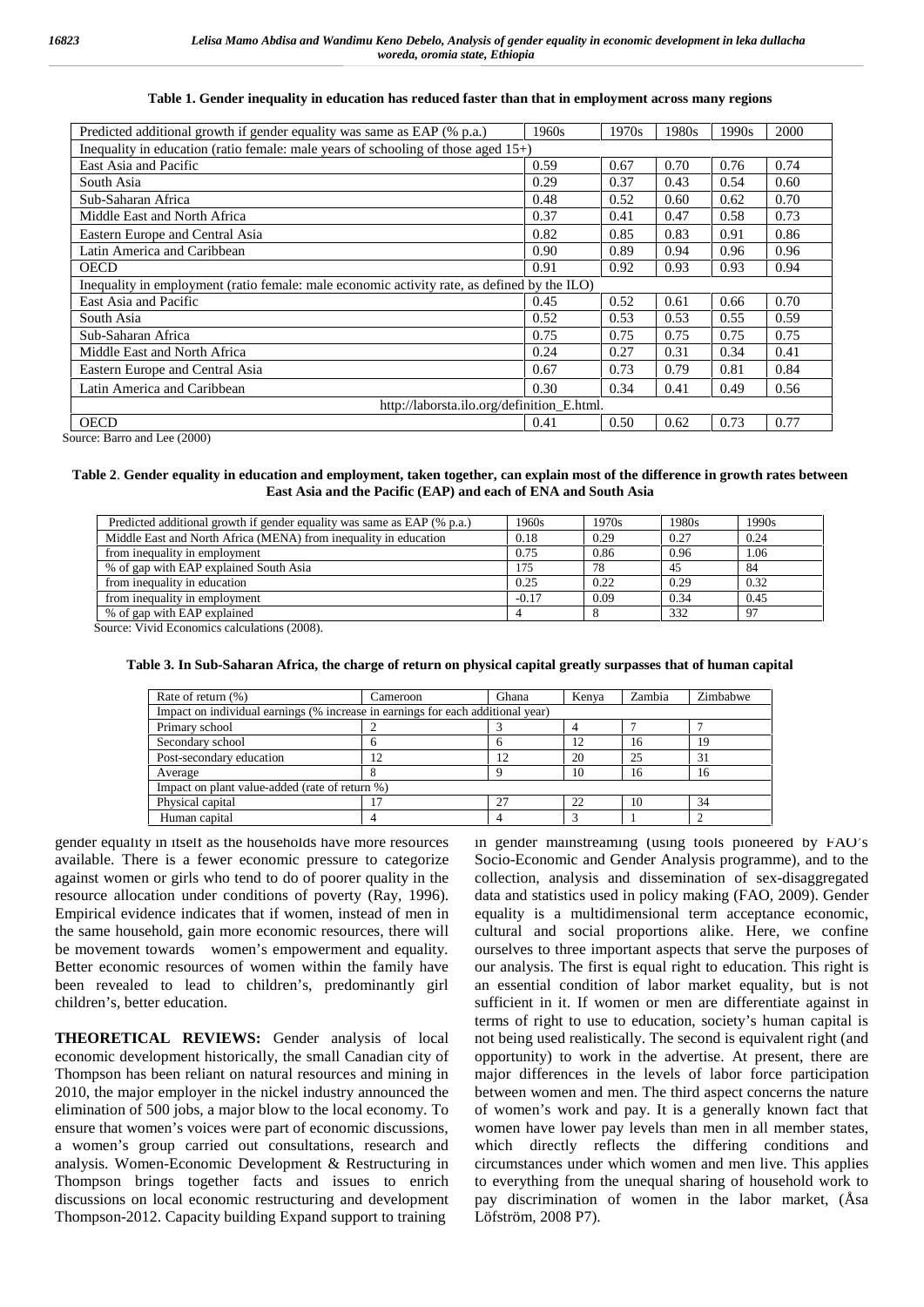**Table 1. Gender inequality in education has reduced faster than that in employment across many regions**

| Predicted additional growth if gender equality was same as EAP (% p.a.) | 1960s | 1970s | 1980s | 1990s | 2000 |
|---|---|---|---|---|---|
| Inequality in education (ratio female: male years of schooling of those aged 15+) | | | | | |
| East Asia and Pacific | 0.59 | 0.67 | 0.70 | 0.76 | 0.74 |
| South Asia | 0.29 | 0.37 | 0.43 | 0.54 | 0.60 |
| Sub-Saharan Africa | 0.48 | 0.52 | 0.60 | 0.62 | 0.70 |
| Middle East and North Africa | 0.37 | 0.41 | 0.47 | 0.58 | 0.73 |
| Eastern Europe and Central Asia | 0.82 | 0.85 | 0.83 | 0.91 | 0.86 |
| Latin America and Caribbean | 0.90 | 0.89 | 0.94 | 0.96 | 0.96 |
| OECD | 0.91 | 0.92 | 0.93 | 0.93 | 0.94 |
| Inequality in employment (ratio female: male economic activity rate, as defined by the ILO) | | | | | |
| East Asia and Pacific | 0.45 | 0.52 | 0.61 | 0.66 | 0.70 |
| South Asia | 0.52 | 0.53 | 0.53 | 0.55 | 0.59 |
| Sub-Saharan Africa | 0.75 | 0.75 | 0.75 | 0.75 | 0.75 |
| Middle East and North Africa | 0.24 | 0.27 | 0.31 | 0.34 | 0.41 |
| Eastern Europe and Central Asia | 0.67 | 0.73 | 0.79 | 0.81 | 0.84 |
| Latin America and Caribbean | 0.30 | 0.34 | 0.41 | 0.49 | 0.56 |
| http://laborsta.ilo.org/definition_E.html. | | | | | |
| OECD | 0.41 | 0.50 | 0.62 | 0.73 | 0.77 |

Source: Barro and Lee (2000)

**Table 2. Gender equality in education and employment, taken together, can explain most of the difference in growth rates between East Asia and the Pacific (EAP) and each of ENA and South Asia**

| Predicted additional growth if gender equality was same as EAP (% p.a.) | 1960s | 1970s | 1980s | 1990s |
|---|---|---|---|---|
| Middle East and North Africa (MENA) from inequality in education | 0.18 | 0.29 | 0.27 | 0.24 |
| from inequality in employment | 0.75 | 0.86 | 0.96 | 1.06 |
| % of gap with EAP explained South Asia | 175 | 78 | 45 | 84 |
| from inequality in education | 0.25 | 0.22 | 0.29 | 0.32 |
| from inequality in employment | -0.17 | 0.09 | 0.34 | 0.45 |
| % of gap with EAP explained | 4 | 8 | 332 | 97 |

Source: Vivid Economics calculations (2008).

**Table 3. In Sub-Saharan Africa, the charge of return on physical capital greatly surpasses that of human capital**

| Rate of return (%) | Cameroon | Ghana | Kenya | Zambia | Zimbabwe |
|---|---|---|---|---|---|
| Impact on individual earnings (% increase in earnings for each additional year) | | | | | |
| Primary school | 2 | 3 | 4 | 7 | 7 |
| Secondary school | 6 | 6 | 12 | 16 | 19 |
| Post-secondary education | 12 | 12 | 20 | 25 | 31 |
| Average | 8 | 9 | 10 | 16 | 16 |
| Impact on plant value-added (rate of return %) | | | | | |
| Physical capital | 17 | 27 | 22 | 10 | 34 |
| Human capital | 4 | 4 | 3 | 1 | 2 |

gender equality in itself as the households have more resources available. There is a fewer economic pressure to categorize against women or girls who tend to do of poorer quality in the resource allocation under conditions of poverty (Ray, 1996). Empirical evidence indicates that if women, instead of men in the same household, gain more economic resources, there will be movement towards women's empowerment and equality. Better economic resources of women within the family have been revealed to lead to children's, predominantly girl children's, better education.

**THEORETICAL REVIEWS:** Gender analysis of local economic development historically, the small Canadian city of Thompson has been reliant on natural resources and mining in 2010, the major employer in the nickel industry announced the elimination of 500 jobs, a major blow to the local economy. To ensure that women's voices were part of economic discussions, a women's group carried out consultations, research and analysis. Women-Economic Development & Restructuring in Thompson brings together facts and issues to enrich discussions on local economic restructuring and development Thompson-2012. Capacity building Expand support to training in gender mainstreaming (using tools pioneered by FAO's Socio-Economic and Gender Analysis programme), and to the collection, analysis and dissemination of sex-disaggregated data and statistics used in policy making (FAO, 2009). Gender equality is a multidimensional term acceptance economic, cultural and social proportions alike. Here, we confine ourselves to three important aspects that serve the purposes of our analysis. The first is equal right to education. This right is an essential condition of labor market equality, but is not sufficient in it. If women or men are differentiate against in terms of right to use to education, society's human capital is not being used realistically. The second is equivalent right (and opportunity) to work in the advertise. At present, there are major differences in the levels of labor force participation between women and men. The third aspect concerns the nature of women's work and pay. It is a generally known fact that women have lower pay levels than men in all member states, which directly reflects the differing conditions and circumstances under which women and men live. This applies to everything from the unequal sharing of household work to pay discrimination of women in the labor market, (Åsa Löfström, 2008 P7).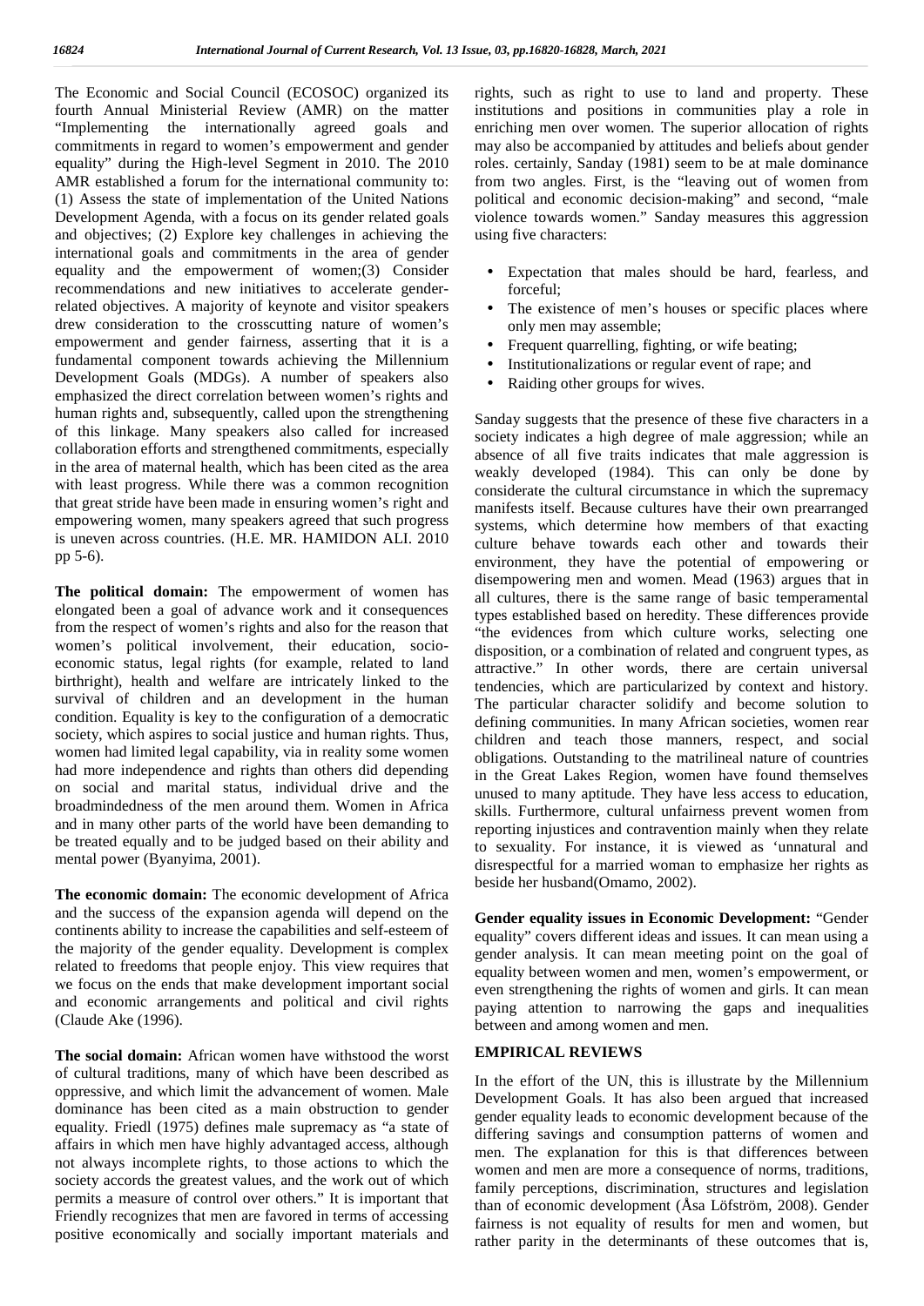The Economic and Social Council (ECOSOC) organized its fourth Annual Ministerial Review (AMR) on the matter "Implementing the internationally agreed goals and commitments in regard to women's empowerment and gender equality" during the High-level Segment in 2010. The 2010 AMR established a forum for the international community to: (1) Assess the state of implementation of the United Nations Development Agenda, with a focus on its gender related goals and objectives; (2) Explore key challenges in achieving the international goals and commitments in the area of gender equality and the empowerment of women;(3) Consider recommendations and new initiatives to accelerate gender-related objectives. A majority of keynote and visitor speakers drew consideration to the crosscutting nature of women's empowerment and gender fairness, asserting that it is a fundamental component towards achieving the Millennium Development Goals (MDGs). A number of speakers also emphasized the direct correlation between women's rights and human rights and, subsequently, called upon the strengthening of this linkage. Many speakers also called for increased collaboration efforts and strengthened commitments, especially in the area of maternal health, which has been cited as the area with least progress. While there was a common recognition that great stride have been made in ensuring women's right and empowering women, many speakers agreed that such progress is uneven across countries. (H.E. MR. HAMIDON ALI. 2010 pp 5-6).

**The political domain:** The empowerment of women has elongated been a goal of advance work and it consequences from the respect of women's rights and also for the reason that women's political involvement, their education, socio-economic status, legal rights (for example, related to land birthright), health and welfare are intricately linked to the survival of children and an development in the human condition. Equality is key to the configuration of a democratic society, which aspires to social justice and human rights. Thus, women had limited legal capability, via in reality some women had more independence and rights than others did depending on social and marital status, individual drive and the broadmindedness of the men around them. Women in Africa and in many other parts of the world have been demanding to be treated equally and to be judged based on their ability and mental power (Byanyima, 2001).

**The economic domain:** The economic development of Africa and the success of the expansion agenda will depend on the continents ability to increase the capabilities and self-esteem of the majority of the gender equality. Development is complex related to freedoms that people enjoy. This view requires that we focus on the ends that make development important social and economic arrangements and political and civil rights (Claude Ake (1996).

**The social domain:** African women have withstood the worst of cultural traditions, many of which have been described as oppressive, and which limit the advancement of women. Male dominance has been cited as a main obstruction to gender equality. Friedl (1975) defines male supremacy as "a state of affairs in which men have highly advantaged access, although not always incomplete rights, to those actions to which the society accords the greatest values, and the work out of which permits a measure of control over others." It is important that Friendly recognizes that men are favored in terms of accessing positive economically and socially important materials and rights, such as right to use to land and property. These institutions and positions in communities play a role in enriching men over women. The superior allocation of rights may also be accompanied by attitudes and beliefs about gender roles. certainly, Sanday (1981) seem to be at male dominance from two angles. First, is the "leaving out of women from political and economic decision-making" and second, "male violence towards women." Sanday measures this aggression using five characters:

- Expectation that males should be hard, fearless, and forceful;
- The existence of men's houses or specific places where only men may assemble;
- Frequent quarrelling, fighting, or wife beating;
- Institutionalizations or regular event of rape; and
- Raiding other groups for wives.

Sanday suggests that the presence of these five characters in a society indicates a high degree of male aggression; while an absence of all five traits indicates that male aggression is weakly developed (1984). This can only be done by considerate the cultural circumstance in which the supremacy manifests itself. Because cultures have their own prearranged systems, which determine how members of that exacting culture behave towards each other and towards their environment, they have the potential of empowering or disempowering men and women. Mead (1963) argues that in all cultures, there is the same range of basic temperamental types established based on heredity. These differences provide "the evidences from which culture works, selecting one disposition, or a combination of related and congruent types, as attractive." In other words, there are certain universal tendencies, which are particularized by context and history. The particular character solidify and become solution to defining communities. In many African societies, women rear children and teach those manners, respect, and social obligations. Outstanding to the matrilineal nature of countries in the Great Lakes Region, women have found themselves unused to many aptitude. They have less access to education, skills. Furthermore, cultural unfairness prevent women from reporting injustices and contravention mainly when they relate to sexuality. For instance, it is viewed as 'unnatural and disrespectful for a married woman to emphasize her rights as beside her husband(Omamo, 2002).

**Gender equality issues in Economic Development:** "Gender equality" covers different ideas and issues. It can mean using a gender analysis. It can mean meeting point on the goal of equality between women and men, women's empowerment, or even strengthening the rights of women and girls. It can mean paying attention to narrowing the gaps and inequalities between and among women and men.

## EMPIRICAL REVIEWS

In the effort of the UN, this is illustrate by the Millennium Development Goals. It has also been argued that increased gender equality leads to economic development because of the differing savings and consumption patterns of women and men. The explanation for this is that differences between women and men are more a consequence of norms, traditions, family perceptions, discrimination, structures and legislation than of economic development (Åsa Löfström, 2008). Gender fairness is not equality of results for men and women, but rather parity in the determinants of these outcomes that is,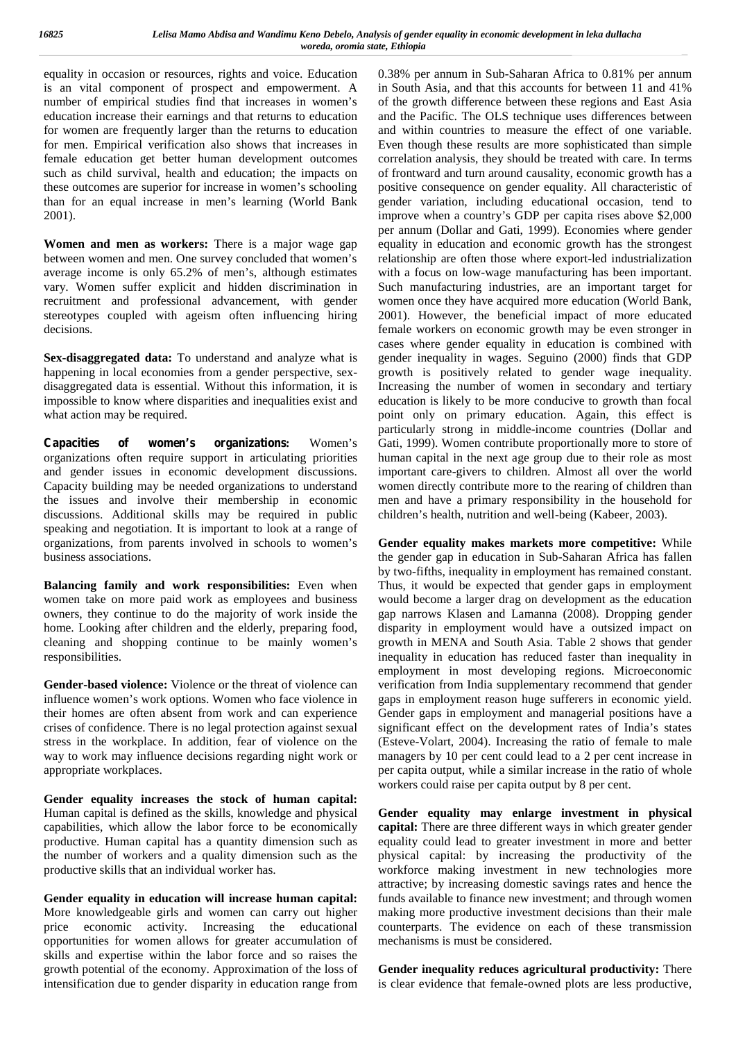equality in occasion or resources, rights and voice. Education is an vital component of prospect and empowerment. A number of empirical studies find that increases in women's education increase their earnings and that returns to education for women are frequently larger than the returns to education for men. Empirical verification also shows that increases in female education get better human development outcomes such as child survival, health and education; the impacts on these outcomes are superior for increase in women's schooling than for an equal increase in men's learning (World Bank 2001).

**Women and men as workers:** There is a major wage gap between women and men. One survey concluded that women's average income is only 65.2% of men's, although estimates vary. Women suffer explicit and hidden discrimination in recruitment and professional advancement, with gender stereotypes coupled with ageism often influencing hiring decisions.

**Sex-disaggregated data:** To understand and analyze what is happening in local economies from a gender perspective, sex-disaggregated data is essential. Without this information, it is impossible to know where disparities and inequalities exist and what action may be required.

**Capacities of women's organizations:** Women's organizations often require support in articulating priorities and gender issues in economic development discussions. Capacity building may be needed organizations to understand the issues and involve their membership in economic discussions. Additional skills may be required in public speaking and negotiation. It is important to look at a range of organizations, from parents involved in schools to women's business associations.

**Balancing family and work responsibilities:** Even when women take on more paid work as employees and business owners, they continue to do the majority of work inside the home. Looking after children and the elderly, preparing food, cleaning and shopping continue to be mainly women's responsibilities.

**Gender-based violence:** Violence or the threat of violence can influence women's work options. Women who face violence in their homes are often absent from work and can experience crises of confidence. There is no legal protection against sexual stress in the workplace. In addition, fear of violence on the way to work may influence decisions regarding night work or appropriate workplaces.

**Gender equality increases the stock of human capital:** Human capital is defined as the skills, knowledge and physical capabilities, which allow the labor force to be economically productive. Human capital has a quantity dimension such as the number of workers and a quality dimension such as the productive skills that an individual worker has.

**Gender equality in education will increase human capital:** More knowledgeable girls and women can carry out higher price economic activity. Increasing the educational opportunities for women allows for greater accumulation of skills and expertise within the labor force and so raises the growth potential of the economy. Approximation of the loss of intensification due to gender disparity in education range from 0.38% per annum in Sub-Saharan Africa to 0.81% per annum in South Asia, and that this accounts for between 11 and 41% of the growth difference between these regions and East Asia and the Pacific. The OLS technique uses differences between and within countries to measure the effect of one variable. Even though these results are more sophisticated than simple correlation analysis, they should be treated with care. In terms of frontward and turn around causality, economic growth has a positive consequence on gender equality. All characteristic of gender variation, including educational occasion, tend to improve when a country's GDP per capita rises above $2,000 per annum (Dollar and Gati, 1999). Economies where gender equality in education and economic growth has the strongest relationship are often those where export-led industrialization with a focus on low-wage manufacturing has been important. Such manufacturing industries, are an important target for women once they have acquired more education (World Bank, 2001). However, the beneficial impact of more educated female workers on economic growth may be even stronger in cases where gender equality in education is combined with gender inequality in wages. Seguino (2000) finds that GDP growth is positively related to gender wage inequality. Increasing the number of women in secondary and tertiary education is likely to be more conducive to growth than focal point only on primary education. Again, this effect is particularly strong in middle-income countries (Dollar and Gati, 1999). Women contribute proportionally more to store of human capital in the next age group due to their role as most important care-givers to children. Almost all over the world women directly contribute more to the rearing of children than men and have a primary responsibility in the household for children's health, nutrition and well-being (Kabeer, 2003).

**Gender equality makes markets more competitive:** While the gender gap in education in Sub-Saharan Africa has fallen by two-fifths, inequality in employment has remained constant. Thus, it would be expected that gender gaps in employment would become a larger drag on development as the education gap narrows Klasen and Lamanna (2008). Dropping gender disparity in employment would have a outsized impact on growth in MENA and South Asia. Table 2 shows that gender inequality in education has reduced faster than inequality in employment in most developing regions. Microeconomic verification from India supplementary recommend that gender gaps in employment reason huge sufferers in economic yield. Gender gaps in employment and managerial positions have a significant effect on the development rates of India's states (Esteve-Volart, 2004). Increasing the ratio of female to male managers by 10 per cent could lead to a 2 per cent increase in per capita output, while a similar increase in the ratio of whole workers could raise per capita output by 8 per cent.

**Gender equality may enlarge investment in physical capital:** There are three different ways in which greater gender equality could lead to greater investment in more and better physical capital: by increasing the productivity of the workforce making investment in new technologies more attractive; by increasing domestic savings rates and hence the funds available to finance new investment; and through women making more productive investment decisions than their male counterparts. The evidence on each of these transmission mechanisms is must be considered.

**Gender inequality reduces agricultural productivity:** There is clear evidence that female-owned plots are less productive,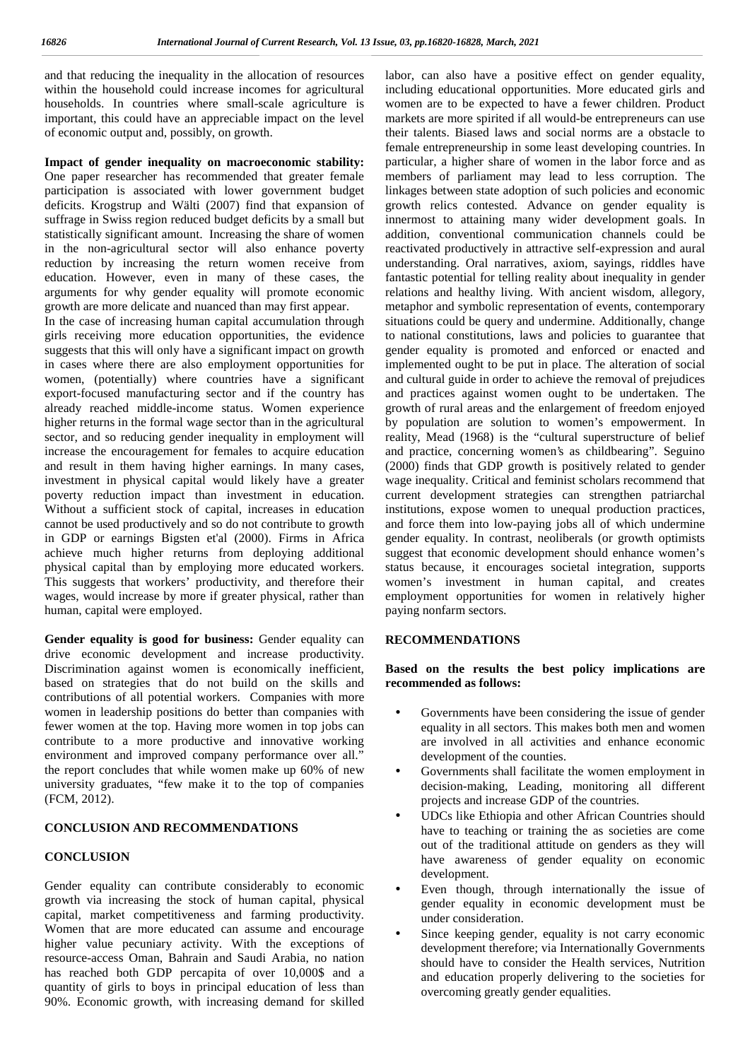and that reducing the inequality in the allocation of resources within the household could increase incomes for agricultural households. In countries where small-scale agriculture is important, this could have an appreciable impact on the level of economic output and, possibly, on growth.

**Impact of gender inequality on macroeconomic stability:** One paper researcher has recommended that greater female participation is associated with lower government budget deficits. Krogstrup and Wälti (2007) find that expansion of suffrage in Swiss region reduced budget deficits by a small but statistically significant amount. Increasing the share of women in the non-agricultural sector will also enhance poverty reduction by increasing the return women receive from education. However, even in many of these cases, the arguments for why gender equality will promote economic growth are more delicate and nuanced than may first appear.

In the case of increasing human capital accumulation through girls receiving more education opportunities, the evidence suggests that this will only have a significant impact on growth in cases where there are also employment opportunities for women, (potentially) where countries have a significant export-focused manufacturing sector and if the country has already reached middle-income status. Women experience higher returns in the formal wage sector than in the agricultural sector, and so reducing gender inequality in employment will increase the encouragement for females to acquire education and result in them having higher earnings. In many cases, investment in physical capital would likely have a greater poverty reduction impact than investment in education. Without a sufficient stock of capital, increases in education cannot be used productively and so do not contribute to growth in GDP or earnings Bigsten et'al (2000). Firms in Africa achieve much higher returns from deploying additional physical capital than by employing more educated workers. This suggests that workers' productivity, and therefore their wages, would increase by more if greater physical, rather than human, capital were employed.

**Gender equality is good for business:** Gender equality can drive economic development and increase productivity. Discrimination against women is economically inefficient, based on strategies that do not build on the skills and contributions of all potential workers. Companies with more women in leadership positions do better than companies with fewer women at the top. Having more women in top jobs can contribute to a more productive and innovative working environment and improved company performance over all." the report concludes that while women make up 60% of new university graduates, "few make it to the top of companies (FCM, 2012).

## CONCLUSION AND RECOMMENDATIONS

### CONCLUSION

Gender equality can contribute considerably to economic growth via increasing the stock of human capital, physical capital, market competitiveness and farming productivity. Women that are more educated can assume and encourage higher value pecuniary activity. With the exceptions of resource-access Oman, Bahrain and Saudi Arabia, no nation has reached both GDP percapita of over 10,000$ and a quantity of girls to boys in principal education of less than 90%. Economic growth, with increasing demand for skilled labor, can also have a positive effect on gender equality, including educational opportunities. More educated girls and women are to be expected to have a fewer children. Product markets are more spirited if all would-be entrepreneurs can use their talents. Biased laws and social norms are a obstacle to female entrepreneurship in some least developing countries. In particular, a higher share of women in the labor force and as members of parliament may lead to less corruption. The linkages between state adoption of such policies and economic growth relics contested. Advance on gender equality is innermost to attaining many wider development goals. In addition, conventional communication channels could be reactivated productively in attractive self-expression and aural understanding. Oral narratives, axiom, sayings, riddles have fantastic potential for telling reality about inequality in gender relations and healthy living. With ancient wisdom, allegory, metaphor and symbolic representation of events, contemporary situations could be query and undermine. Additionally, change to national constitutions, laws and policies to guarantee that gender equality is promoted and enforced or enacted and implemented ought to be put in place. The alteration of social and cultural guide in order to achieve the removal of prejudices and practices against women ought to be undertaken. The growth of rural areas and the enlargement of freedom enjoyed by population are solution to women's empowerment. In reality, Mead (1968) is the "cultural superstructure of belief and practice, concerning women's as childbearing". Seguino (2000) finds that GDP growth is positively related to gender wage inequality. Critical and feminist scholars recommend that current development strategies can strengthen patriarchal institutions, expose women to unequal production practices, and force them into low-paying jobs all of which undermine gender equality. In contrast, neoliberals (or growth optimists suggest that economic development should enhance women's status because, it encourages societal integration, supports women's investment in human capital, and creates employment opportunities for women in relatively higher paying nonfarm sectors.

### RECOMMENDATIONS

**Based on the results the best policy implications are recommended as follows:**

- Governments have been considering the issue of gender equality in all sectors. This makes both men and women are involved in all activities and enhance economic development of the counties.
- Governments shall facilitate the women employment in decision-making, Leading, monitoring all different projects and increase GDP of the countries.
- UDCs like Ethiopia and other African Countries should have to teaching or training the as societies are come out of the traditional attitude on genders as they will have awareness of gender equality on economic development.
- Even though, through internationally the issue of gender equality in economic development must be under consideration.
- Since keeping gender, equality is not carry economic development therefore; via Internationally Governments should have to consider the Health services, Nutrition and education properly delivering to the societies for overcoming greatly gender equalities.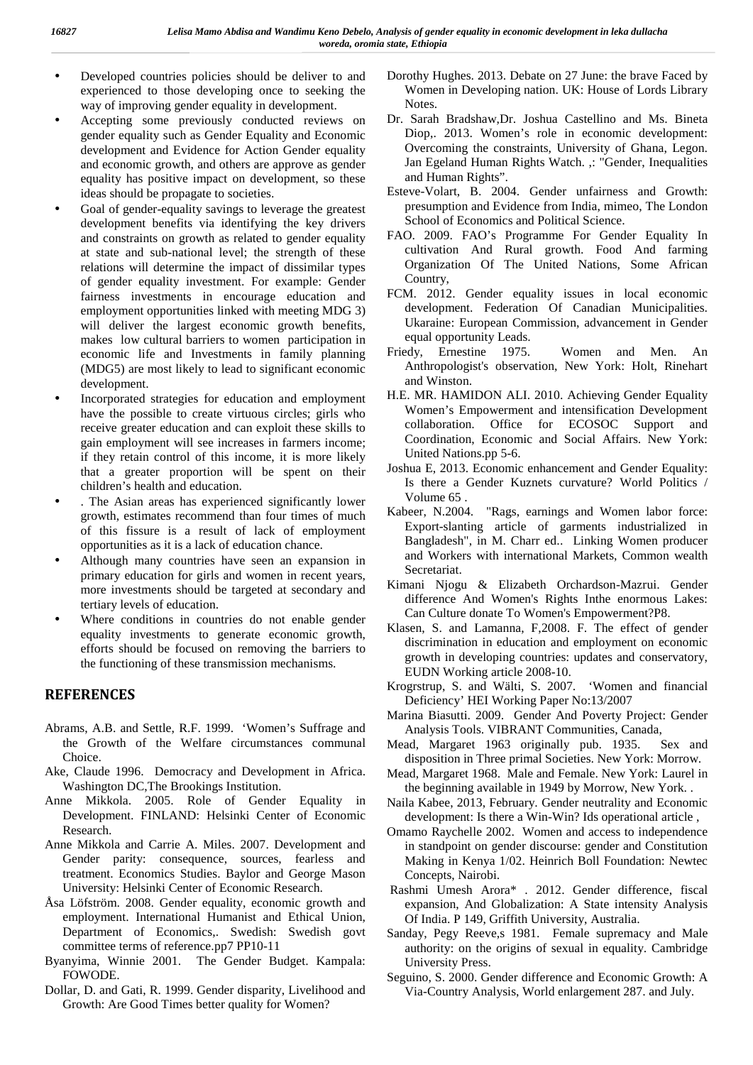- Developed countries policies should be deliver to and experienced to those developing once to seeking the way of improving gender equality in development.
- Accepting some previously conducted reviews on gender equality such as Gender Equality and Economic development and Evidence for Action Gender equality and economic growth, and others are approve as gender equality has positive impact on development, so these ideas should be propagate to societies.
- Goal of gender-equality savings to leverage the greatest development benefits via identifying the key drivers and constraints on growth as related to gender equality at state and sub-national level; the strength of these relations will determine the impact of dissimilar types of gender equality investment. For example: Gender fairness investments in encourage education and employment opportunities linked with meeting MDG 3) will deliver the largest economic growth benefits, makes low cultural barriers to women participation in economic life and Investments in family planning (MDG5) are most likely to lead to significant economic development.
- Incorporated strategies for education and employment have the possible to create virtuous circles; girls who receive greater education and can exploit these skills to gain employment will see increases in farmers income; if they retain control of this income, it is more likely that a greater proportion will be spent on their children's health and education.
- . The Asian areas has experienced significantly lower growth, estimates recommend than four times of much of this fissure is a result of lack of employment opportunities as it is a lack of education chance.
- Although many countries have seen an expansion in primary education for girls and women in recent years, more investments should be targeted at secondary and tertiary levels of education.
- Where conditions in countries do not enable gender equality investments to generate economic growth, efforts should be focused on removing the barriers to the functioning of these transmission mechanisms.

## REFERENCES

Abrams, A.B. and Settle, R.F. 1999. 'Women's Suffrage and the Growth of the Welfare circumstances communal Choice.

Ake, Claude 1996. Democracy and Development in Africa. Washington DC,The Brookings Institution.

Anne Mikkola. 2005. Role of Gender Equality in Development. FINLAND: Helsinki Center of Economic Research.

Anne Mikkola and Carrie A. Miles. 2007. Development and Gender parity: consequence, sources, fearless and treatment. Economics Studies. Baylor and George Mason University: Helsinki Center of Economic Research.

Åsa Löfström. 2008. Gender equality, economic growth and employment. International Humanist and Ethical Union, Department of Economics,. Swedish: Swedish govt committee terms of reference.pp7 PP10-11

Byanyima, Winnie 2001. The Gender Budget. Kampala: FOWODE.

Dollar, D. and Gati, R. 1999. Gender disparity, Livelihood and Growth: Are Good Times better quality for Women?

Dorothy Hughes. 2013. Debate on 27 June: the brave Faced by Women in Developing nation. UK: House of Lords Library Notes.

Dr. Sarah Bradshaw,Dr. Joshua Castellino and Ms. Bineta Diop,. 2013. Women's role in economic development: Overcoming the constraints, University of Ghana, Legon. Jan Egeland Human Rights Watch. ,: "Gender, Inequalities and Human Rights".

Esteve-Volart, B. 2004. Gender unfairness and Growth: presumption and Evidence from India, mimeo, The London School of Economics and Political Science.

FAO. 2009. FAO's Programme For Gender Equality In cultivation And Rural growth. Food And farming Organization Of The United Nations, Some African Country,

FCM. 2012. Gender equality issues in local economic development. Federation Of Canadian Municipalities. Ukaraine: European Commission, advancement in Gender equal opportunity Leads.

Friedy, Ernestine 1975. Women and Men. An Anthropologist's observation, New York: Holt, Rinehart and Winston.

H.E. MR. HAMIDON ALI. 2010. Achieving Gender Equality Women's Empowerment and intensification Development collaboration. Office for ECOSOC Support and Coordination, Economic and Social Affairs. New York: United Nations.pp 5-6.

Joshua E, 2013. Economic enhancement and Gender Equality: Is there a Gender Kuznets curvature? World Politics / Volume 65 .

Kabeer, N.2004. "Rags, earnings and Women labor force: Export-slanting article of garments industrialized in Bangladesh", in M. Charr ed.. Linking Women producer and Workers with international Markets, Common wealth Secretariat.

Kimani Njogu & Elizabeth Orchardson-Mazrui. Gender difference And Women's Rights Inthe enormous Lakes: Can Culture donate To Women's Empowerment?P8.

Klasen, S. and Lamanna, F,2008. F. The effect of gender discrimination in education and employment on economic growth in developing countries: updates and conservatory, EUDN Working article 2008-10.

Krogrstrup, S. and Wälti, S. 2007. 'Women and financial Deficiency' HEI Working Paper No:13/2007

Marina Biasutti. 2009. Gender And Poverty Project: Gender Analysis Tools. VIBRANT Communities, Canada,

Mead, Margaret 1963 originally pub. 1935. Sex and disposition in Three primal Societies. New York: Morrow.

Mead, Margaret 1968. Male and Female. New York: Laurel in the beginning available in 1949 by Morrow, New York. .

Naila Kabee, 2013, February. Gender neutrality and Economic development: Is there a Win-Win? Ids operational article ,

Omamo Raychelle 2002. Women and access to independence in standpoint on gender discourse: gender and Constitution Making in Kenya 1/02. Heinrich Boll Foundation: Newtec Concepts, Nairobi.

Rashmi Umesh Arora* . 2012. Gender difference, fiscal expansion, And Globalization: A State intensity Analysis Of India. P 149, Griffith University, Australia.

Sanday, Pegy Reeve,s 1981. Female supremacy and Male authority: on the origins of sexual in equality. Cambridge University Press.

Seguino, S. 2000. Gender difference and Economic Growth: A Via-Country Analysis, World enlargement 287. and July.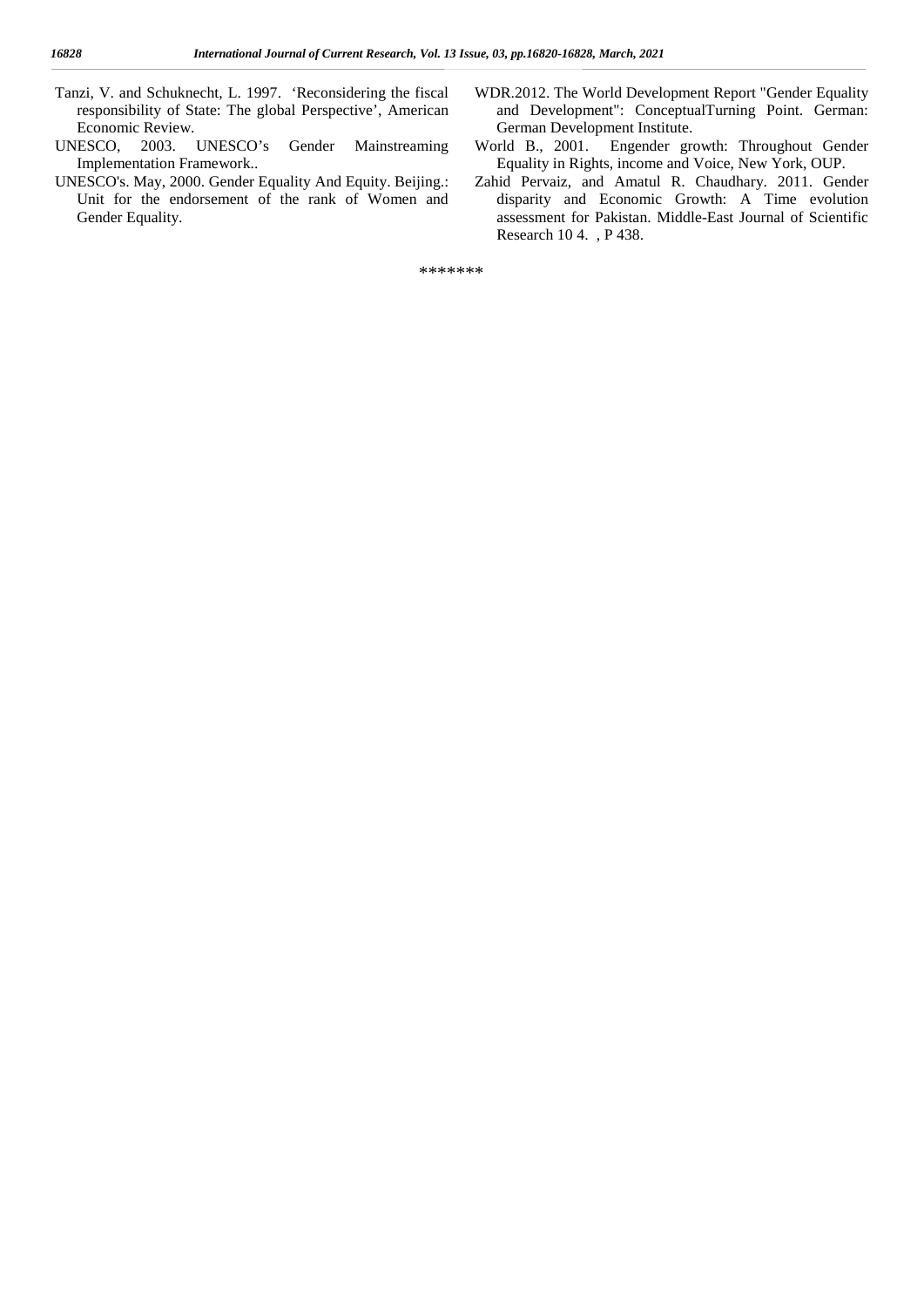Tanzi, V. and Schuknecht, L. 1997. 'Reconsidering the fiscal responsibility of State: The global Perspective', American Economic Review.

UNESCO, 2003. UNESCO's Gender Mainstreaming Implementation Framework..

UNESCO's. May, 2000. Gender Equality And Equity. Beijing.: Unit for the endorsement of the rank of Women and Gender Equality.

WDR.2012. The World Development Report "Gender Equality and Development": ConceptualTurning Point. German: German Development Institute.

World B., 2001. Engender growth: Throughout Gender Equality in Rights, income and Voice, New York, OUP.

Zahid Pervaiz, and Amatul R. Chaudhary. 2011. Gender disparity and Economic Growth: A Time evolution assessment for Pakistan. Middle-East Journal of Scientific Research 10 4. , P 438.

*******